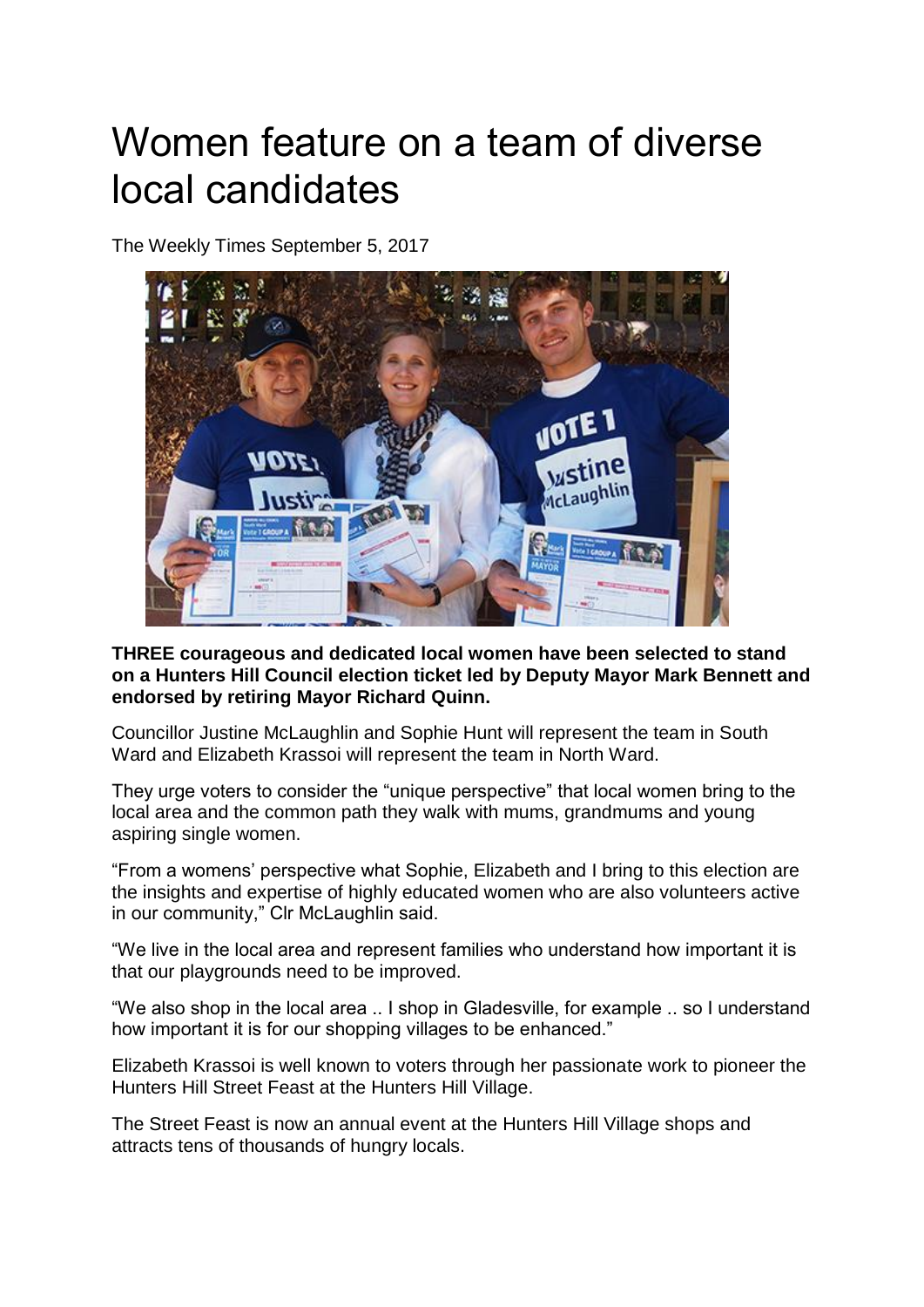# Women feature on a team of diverse local candidates

The Weekly Times September 5, 2017

**THREE courageous and dedicated local women have been selected to stand on a Hunters Hill Council election ticket led by Deputy Mayor Mark Bennett and endorsed by retiring Mayor Richard Quinn.**

Councillor Justine McLaughlin and Sophie Hunt will represent the team in South Ward and Elizabeth Krassoi will represent the team in North Ward.

They urge voters to consider the "unique perspective" that local women bring to the local area and the common path they walk with mums, grandmums and young aspiring single women.

"From a womens' perspective what Sophie, Elizabeth and I bring to this election are the insights and expertise of highly educated women who are also volunteers active in our community," Clr McLaughlin said.

"We live in the local area and represent families who understand how important it is that our playgrounds need to be improved.

"We also shop in the local area .. I shop in Gladesville, for example .. so I understand how important it is for our shopping villages to be enhanced."

Elizabeth Krassoi is well known to voters through her passionate work to pioneer the Hunters Hill Street Feast at the Hunters Hill Village.

The Street Feast is now an annual event at the Hunters Hill Village shops and attracts tens of thousands of hungry locals.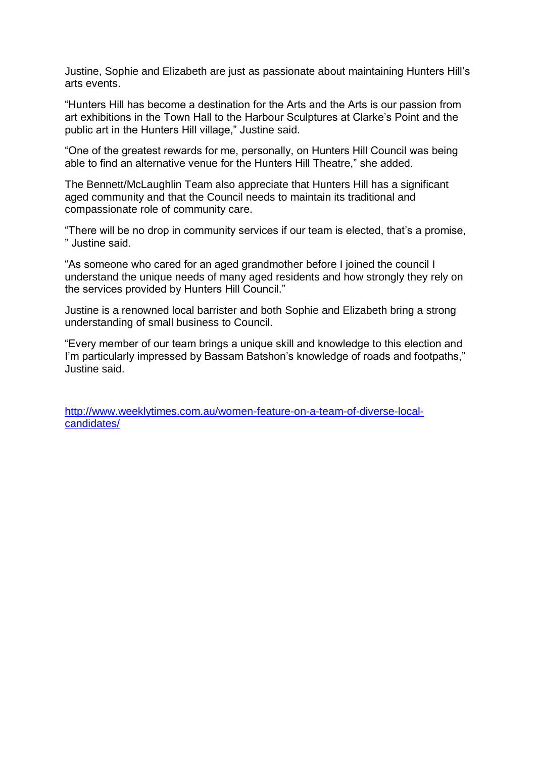Justine, Sophie and Elizabeth are just as passionate about maintaining Hunters Hill's arts events.

"Hunters Hill has become a destination for the Arts and the Arts is our passion from art exhibitions in the Town Hall to the Harbour Sculptures at Clarke's Point and the public art in the Hunters Hill village," Justine said.

"One of the greatest rewards for me, personally, on Hunters Hill Council was being able to find an alternative venue for the Hunters Hill Theatre," she added.

The Bennett/McLaughlin Team also appreciate that Hunters Hill has a significant aged community and that the Council needs to maintain its traditional and compassionate role of community care.

"There will be no drop in community services if our team is elected, that's a promise, " Justine said.

"As someone who cared for an aged grandmother before I joined the council I understand the unique needs of many aged residents and how strongly they rely on the services provided by Hunters Hill Council."

Justine is a renowned local barrister and both Sophie and Elizabeth bring a strong understanding of small business to Council.

"Every member of our team brings a unique skill and knowledge to this election and I'm particularly impressed by Bassam Batshon's knowledge of roads and footpaths," Justine said.

http://www.weeklytimes.com.au/women-feature-on-a-team-of-diverse-local-candidates/